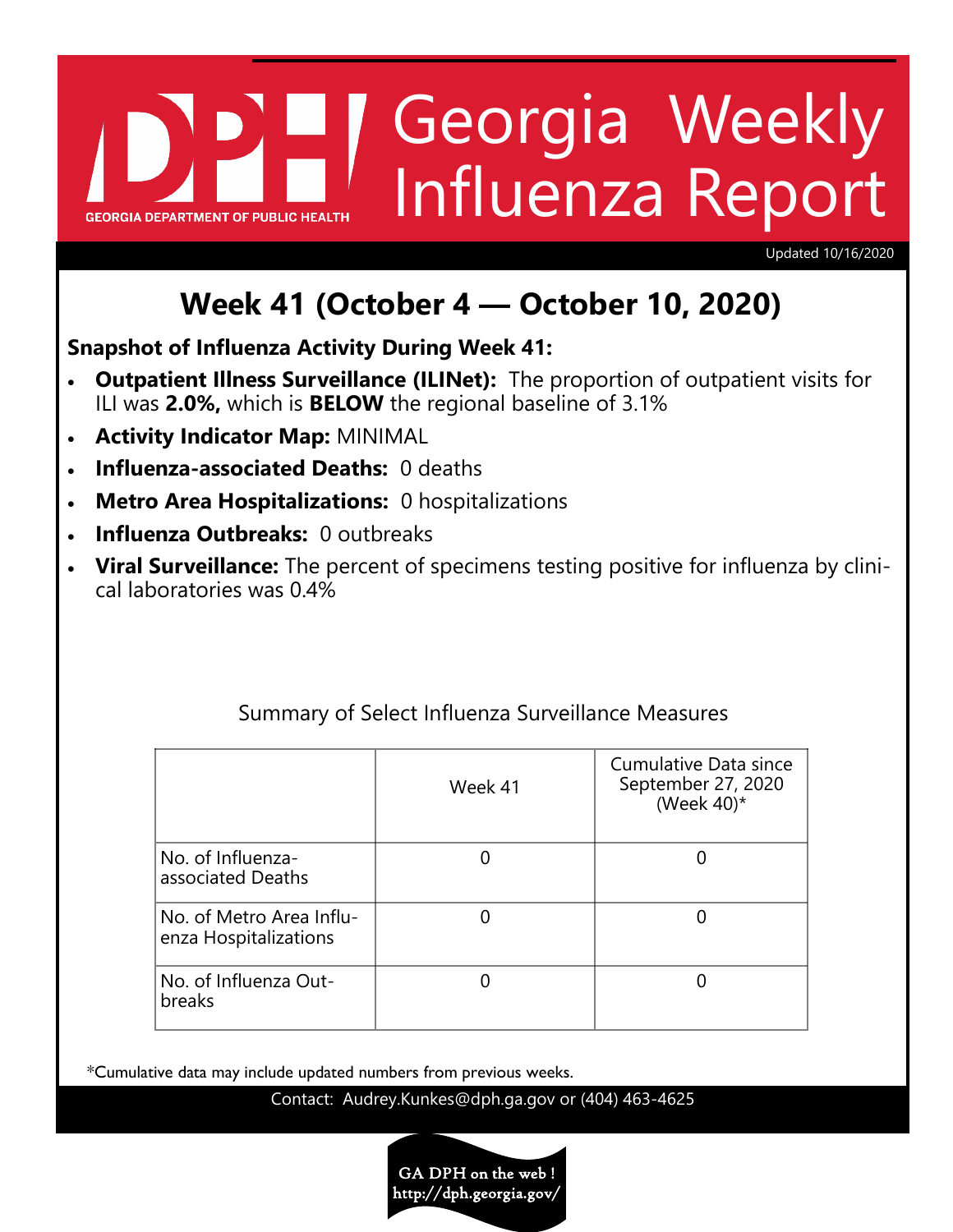# Georgia Weekly Influenza Report

GEORGIA DEPARTMENT OF PUBLIC HEALTH

Updated 10/16/2020

## Week 41 (October 4 — October 10, 2020)

**Snapshot of Influenza Activity During Week 41:**

- **Outpatient Illness Surveillance (ILINet):** The proportion of outpatient visits for ILI was **2.0%,** which is **BELOW** the regional baseline of 3.1%
- **Activity Indicator Map:** MINIMAL
- **Influenza-associated Deaths:** 0 deaths
- **Metro Area Hospitalizations:** 0 hospitalizations
- **Influenza Outbreaks:** 0 outbreaks
- **Viral Surveillance:** The percent of specimens testing positive for influenza by clinical laboratories was 0.4%

Summary of Select Influenza Surveillance Measures

| | Week 41 | Cumulative Data since September 27, 2020 (Week 40)* |
|---|---|---|
| No. of Influenza-associated Deaths | 0 | 0 |
| No. of Metro Area Influenza Hospitalizations | 0 | 0 |
| No. of Influenza Outbreaks | 0 | 0 |

*Cumulative data may include updated numbers from previous weeks.

Contact: Audrey.Kunkes@dph.ga.gov or (404) 463-4625

GA DPH on the web ! http://dph.georgia.gov/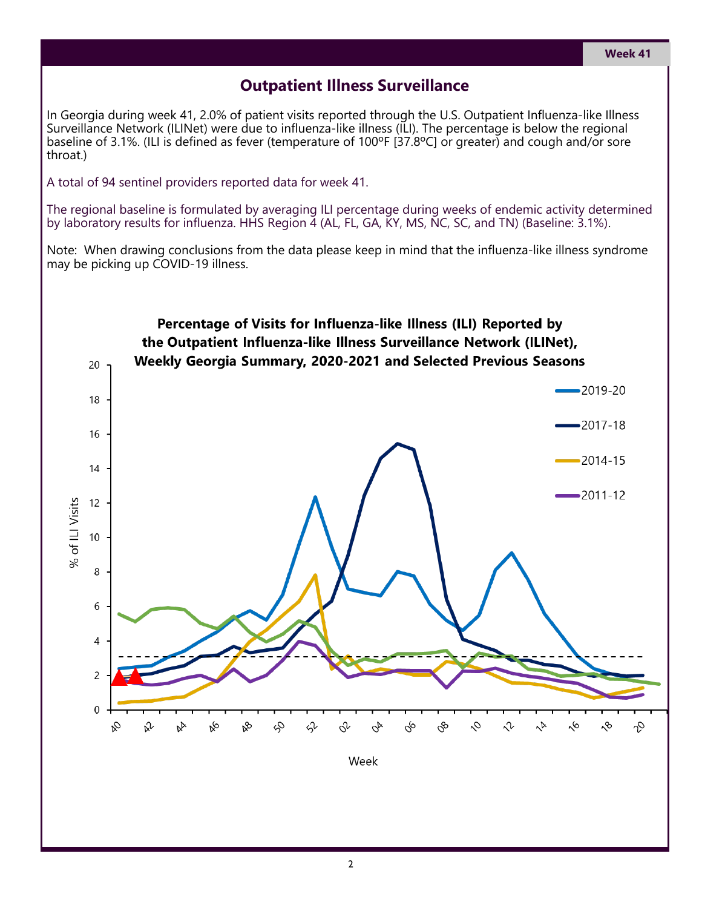Week 41

## Outpatient Illness Surveillance

In Georgia during week 41, 2.0% of patient visits reported through the U.S. Outpatient Influenza-like Illness Surveillance Network (ILINet) were due to influenza-like illness (ILI). The percentage is below the regional baseline of 3.1%. (ILI is defined as fever (temperature of 100ºF [37.8ºC] or greater) and cough and/or sore throat.)

A total of 94 sentinel providers reported data for week 41.

The regional baseline is formulated by averaging ILI percentage during weeks of endemic activity determined by laboratory results for influenza. HHS Region 4 (AL, FL, GA, KY, MS, NC, SC, and TN) (Baseline: 3.1%).

Note: When drawing conclusions from the data please keep in mind that the influenza-like illness syndrome may be picking up COVID-19 illness.

**Percentage of Visits for Influenza-like Illness (ILI) Reported by the Outpatient Influenza-like Illness Surveillance Network (ILINet), Weekly Georgia Summary, 2020-2021 and Selected Previous Seasons**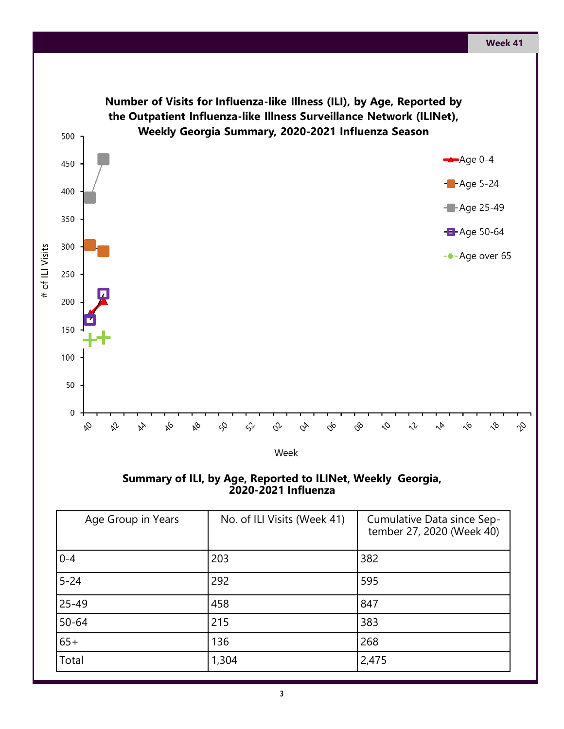Number of Visits for Influenza-like Illness (ILI), by Age, Reported by the Outpatient Influenza-like Illness Surveillance Network (ILINet), Weekly Georgia Summary, 2020-2021 Influenza Season

## Summary of ILI, by Age, Reported to ILINet, Weekly Georgia, 2020-2021 Influenza

| Age Group in Years | No. of ILI Visits (Week 41) | Cumulative Data since September 27, 2020 (Week 40) |
|---|---|---|
| 0-4 | 203 | 382 |
| 5-24 | 292 | 595 |
| 25-49 | 458 | 847 |
| 50-64 | 215 | 383 |
| 65+ | 136 | 268 |
| Total | 1,304 | 2,475 |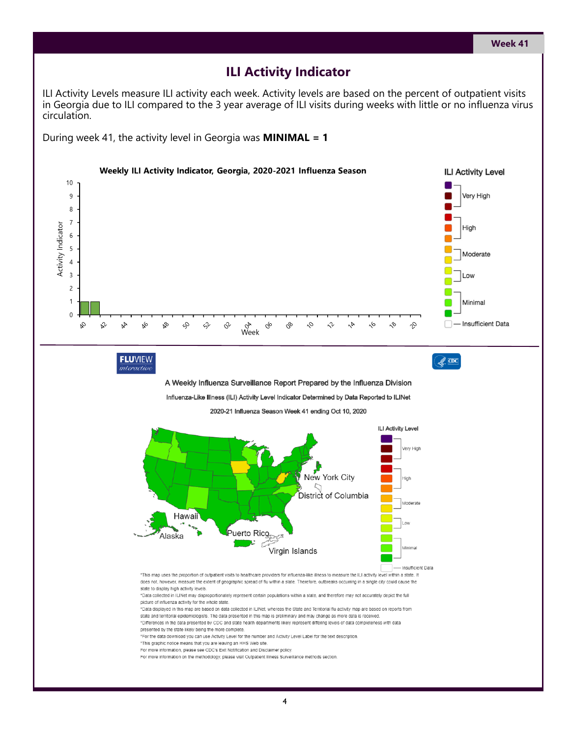# ILI Activity Indicator

ILI Activity Levels measure ILI activity each week. Activity levels are based on the percent of outpatient visits in Georgia due to ILI compared to the 3 year average of ILI visits during weeks with little or no influenza virus circulation.

During week 41, the activity level in Georgia was **MINIMAL = 1**

**Weekly ILI Activity Indicator, Georgia, 2020-2021 Influenza Season**

A Weekly Influenza Surveillance Report Prepared by the Influenza Division

Influenza-Like Illness (ILI) Activity Level Indicator Determined by Data Reported to ILINet

2020-21 Influenza Season Week 41 ending Oct 10, 2020

*This map uses the proportion of outpatient visits to healthcare providers for influenza-like illness to measure the ILI activity level within a state. It does not, however, measure the extent of geographic spread of flu within a state. Therefore, outbreaks occurring in a single city could cause the state to display high activity levels.

*Data collected in ILINet may disproportionately represent certain populations within a state, and therefore may not accurately depict the full picture of influenza activity for the whole state.

*Data displayed in this map are based on data collected in ILINet, whereas the State and Territorial flu activity map are based on reports from state and territorial epidemiologists. The data presented in this map is preliminary and may change as more data is received.

*Differences in the data presented by CDC and state health departments likely represent differing levels of data completeness with data presented by the state likely being the more complete.

*For the data download you can use Activity Level for the number and Activity Level Label for the text description.

*This graphic notice means that you are leaving an HHS Web site.

For more information, please see CDC's Exit Notification and Disclaimer policy.

For more information on the methodology, please visit Outpatient Illness Surveillance methods section.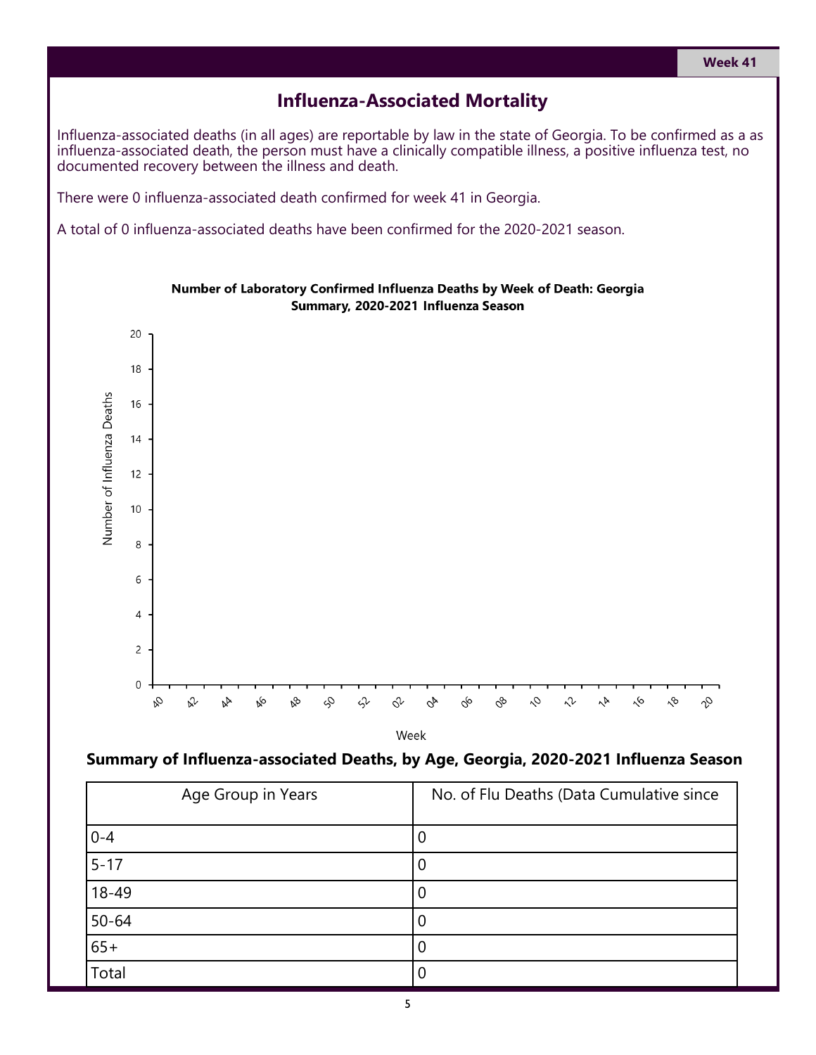## Influenza-Associated Mortality

Influenza-associated deaths (in all ages) are reportable by law in the state of Georgia. To be confirmed as a as influenza-associated death, the person must have a clinically compatible illness, a positive influenza test, no documented recovery between the illness and death.

There were 0 influenza-associated death confirmed for week 41 in Georgia.

A total of 0 influenza-associated deaths have been confirmed for the 2020-2021 season.

**Number of Laboratory Confirmed Influenza Deaths by Week of Death: Georgia Summary, 2020-2021 Influenza Season**

Number of Influenza Deaths

20
18
16
14
12
10
8
6
4
2
0

40 42 44 46 48 50 52 02 04 06 08 10 12 14 16 18 20

Week

### Summary of Influenza-associated Deaths, by Age, Georgia, 2020-2021 Influenza Season

| Age Group in Years | No. of Flu Deaths (Data Cumulative since |
|---|---|
| 0-4 | 0 |
| 5-17 | 0 |
| 18-49 | 0 |
| 50-64 | 0 |
| 65+ | 0 |
| Total | 0 |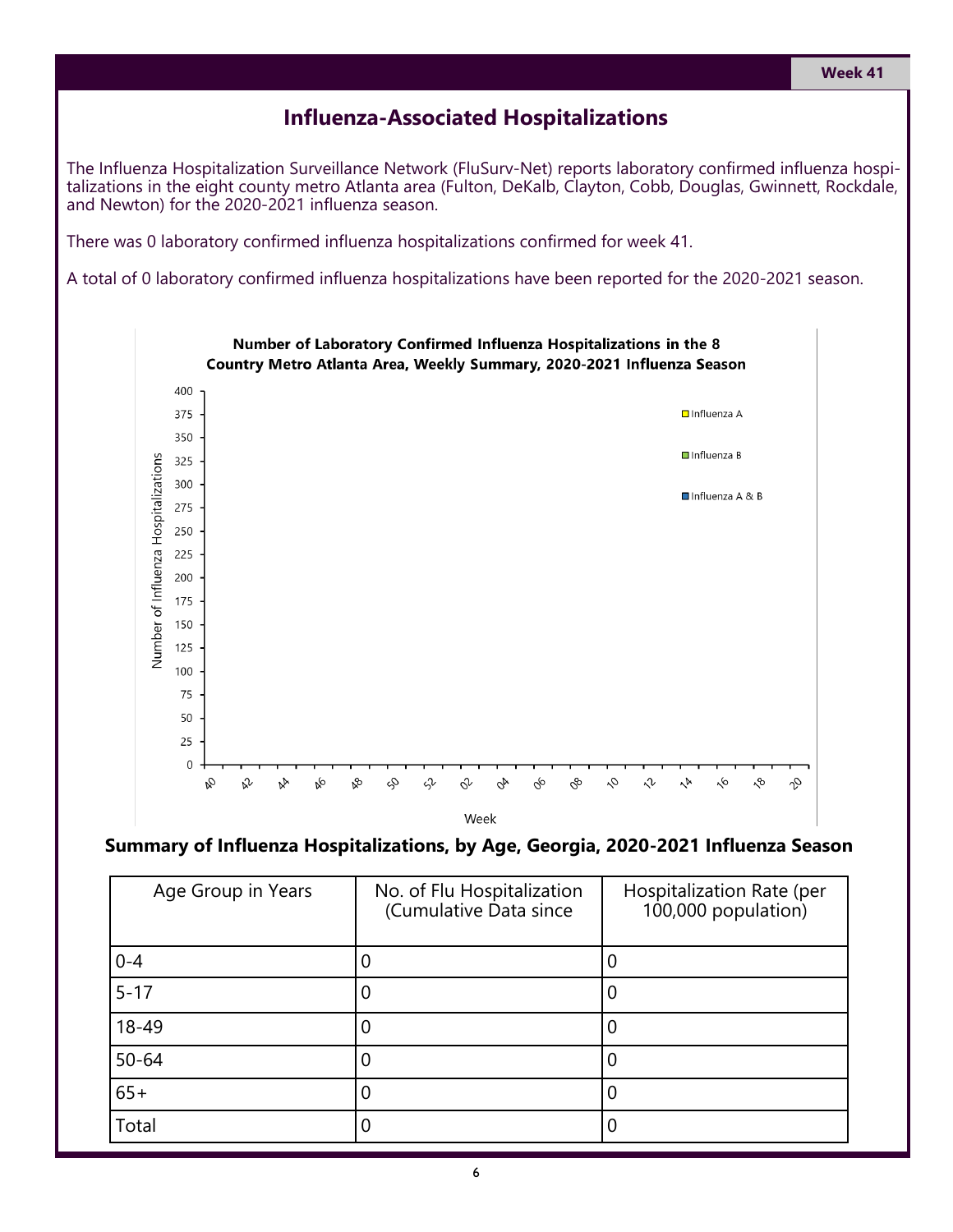Week 41

# Influenza-Associated Hospitalizations

The Influenza Hospitalization Surveillance Network (FluSurv-Net) reports laboratory confirmed influenza hospitalizations in the eight county metro Atlanta area (Fulton, DeKalb, Clayton, Cobb, Douglas, Gwinnett, Rockdale, and Newton) for the 2020-2021 influenza season.

There was 0 laboratory confirmed influenza hospitalizations confirmed for week 41.

A total of 0 laboratory confirmed influenza hospitalizations have been reported for the 2020-2021 season.

**Number of Laboratory Confirmed Influenza Hospitalizations in the 8 Country Metro Atlanta Area, Weekly Summary, 2020-2021 Influenza Season**

Number of Influenza Hospitalizations: 0, 25, 50, 75, 100, 125, 150, 175, 200, 225, 250, 275, 300, 325, 350, 375, 400

Week: 40, 42, 44, 46, 48, 50, 52, 02, 04, 06, 08, 10, 12, 14, 16, 18, 20

Influenza A | Influenza B | Influenza A & B

## Summary of Influenza Hospitalizations, by Age, Georgia, 2020-2021 Influenza Season

| Age Group in Years | No. of Flu Hospitalization (Cumulative Data since | Hospitalization Rate (per 100,000 population) |
|---|---|---|
| 0-4 | 0 | 0 |
| 5-17 | 0 | 0 |
| 18-49 | 0 | 0 |
| 50-64 | 0 | 0 |
| 65+ | 0 | 0 |
| Total | 0 | 0 |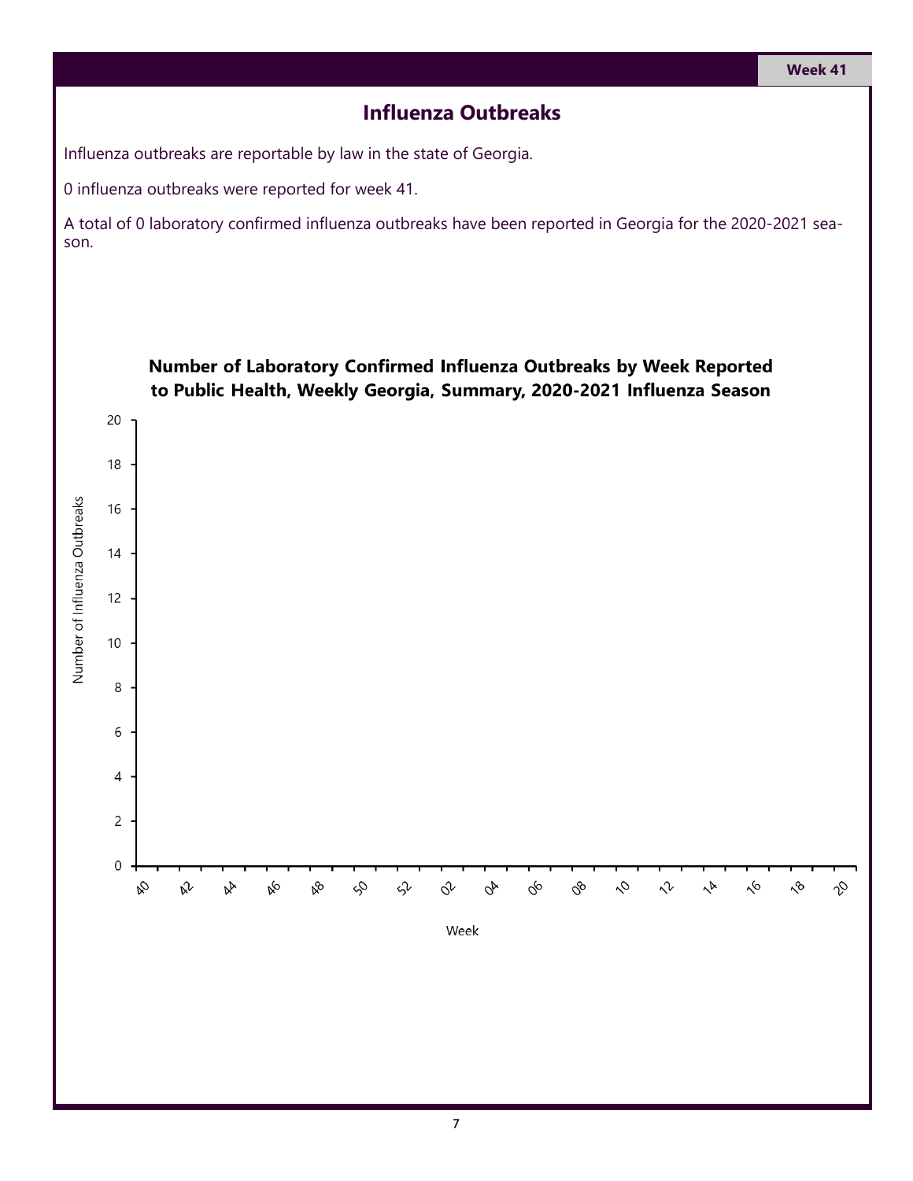# Influenza Outbreaks

Influenza outbreaks are reportable by law in the state of Georgia.

0 influenza outbreaks were reported for week 41.

A total of 0 laboratory confirmed influenza outbreaks have been reported in Georgia for the 2020-2021 season.

**Number of Laboratory Confirmed Influenza Outbreaks by Week Reported to Public Health, Weekly Georgia, Summary, 2020-2021 Influenza Season**

Number of Influenza Outbreaks

20, 18, 16, 14, 12, 10, 8, 6, 4, 2, 0

40, 42, 44, 46, 48, 50, 52, 02, 04, 06, 08, 10, 12, 14, 16, 18, 20

Week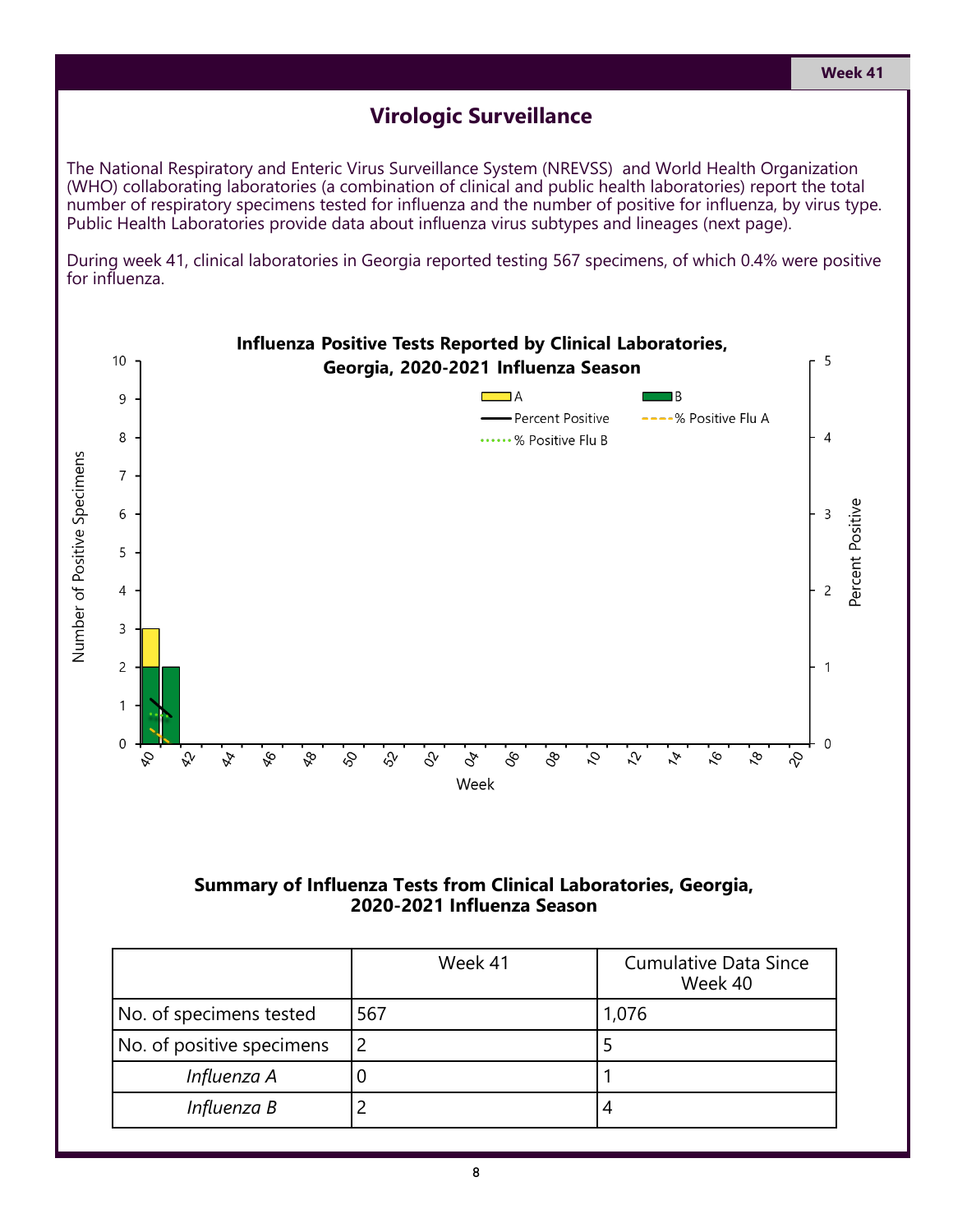# Virologic Surveillance

The National Respiratory and Enteric Virus Surveillance System (NREVSS) and World Health Organization (WHO) collaborating laboratories (a combination of clinical and public health laboratories) report the total number of respiratory specimens tested for influenza and the number of positive for influenza, by virus type. Public Health Laboratories provide data about influenza virus subtypes and lineages (next page).

During week 41, clinical laboratories in Georgia reported testing 567 specimens, of which 0.4% were positive for influenza.

**Influenza Positive Tests Reported by Clinical Laboratories, Georgia, 2020-2021 Influenza Season**

**Summary of Influenza Tests from Clinical Laboratories, Georgia, 2020-2021 Influenza Season**

| | Week 41 | Cumulative Data Since Week 40 |
|---|---|---|
| No. of specimens tested | 567 | 1,076 |
| No. of positive specimens | 2 | 5 |
| *Influenza A* | 0 | 1 |
| *Influenza B* | 2 | 4 |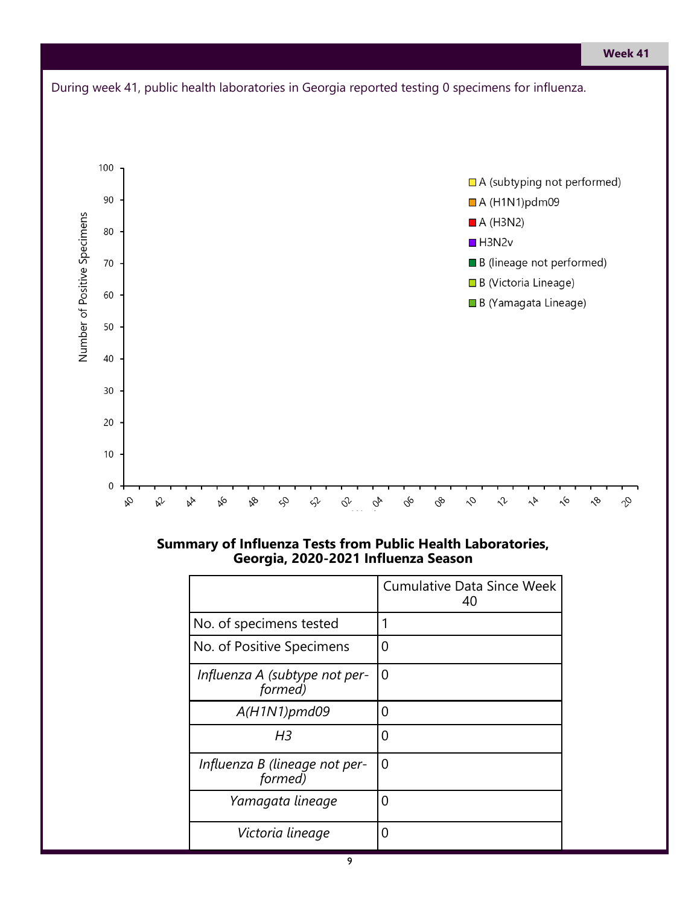During week 41, public health laboratories in Georgia reported testing 0 specimens for influenza.

## Summary of Influenza Tests from Public Health Laboratories, Georgia, 2020-2021 Influenza Season

| | Cumulative Data Since Week 40 |
|---|---|
| No. of specimens tested | 1 |
| No. of Positive Specimens | 0 |
| *Influenza A (subtype not performed)* | 0 |
| *A(H1N1)pmd09* | 0 |
| *H3* | 0 |
| *Influenza B (lineage not performed)* | 0 |
| *Yamagata lineage* | 0 |
| *Victoria lineage* | 0 |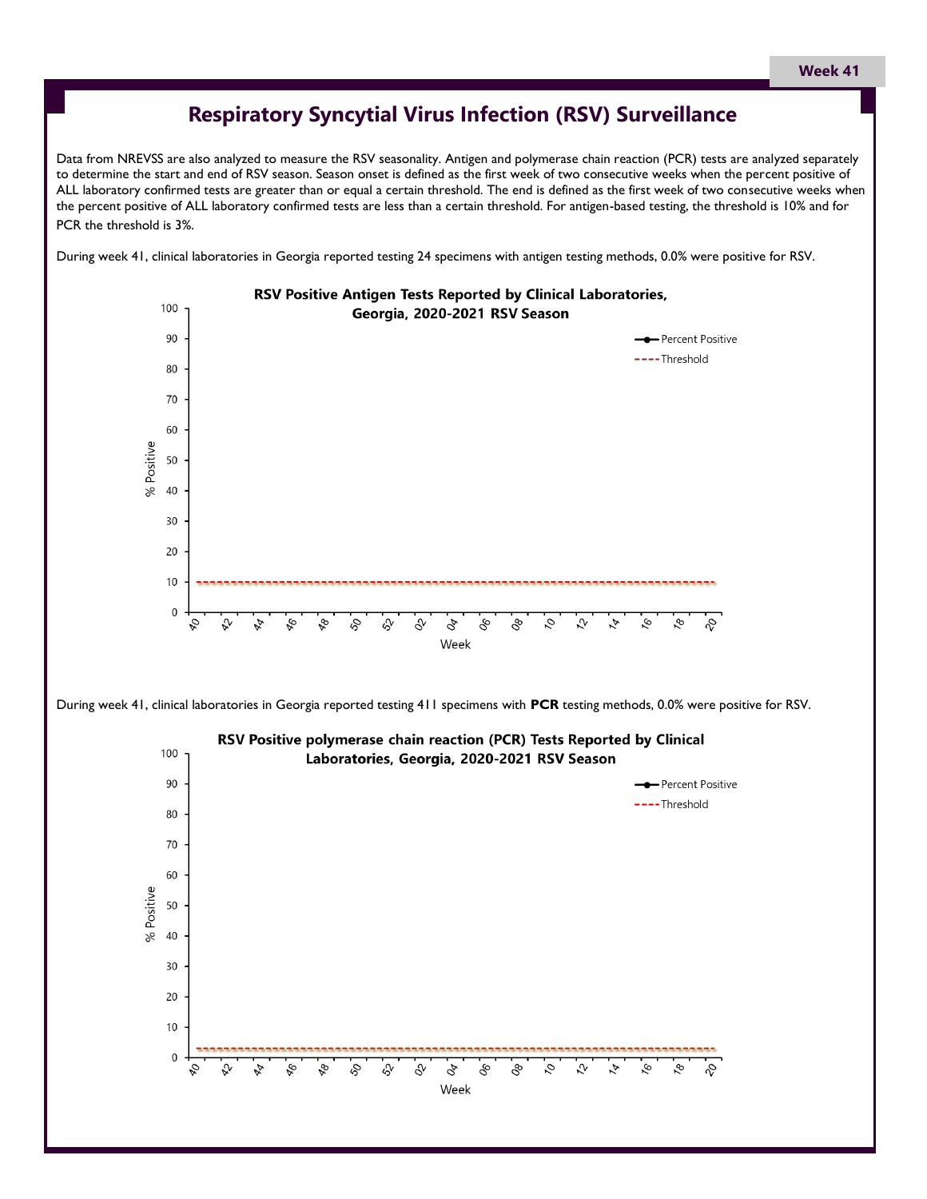# Respiratory Syncytial Virus Infection (RSV) Surveillance

Data from NREVSS are also analyzed to measure the RSV seasonality. Antigen and polymerase chain reaction (PCR) tests are analyzed separately to determine the start and end of RSV season. Season onset is defined as the first week of two consecutive weeks when the percent positive of ALL laboratory confirmed tests are greater than or equal a certain threshold. The end is defined as the first week of two consecutive weeks when the percent positive of ALL laboratory confirmed tests are less than a certain threshold. For antigen-based testing, the threshold is 10% and for PCR the threshold is 3%.

During week 41, clinical laboratories in Georgia reported testing 24 specimens with antigen testing methods, 0.0% were positive for RSV.

**RSV Positive Antigen Tests Reported by Clinical Laboratories, Georgia, 2020-2021 RSV Season**

Percent Positive
Threshold

% Positive
0
10
20
30
40
50
60
70
80
90
100

Week
40 42 44 46 48 50 52 02 04 06 08 10 12 14 16 18 20

During week 41, clinical laboratories in Georgia reported testing 411 specimens with **PCR** testing methods, 0.0% were positive for RSV.

**RSV Positive polymerase chain reaction (PCR) Tests Reported by Clinical Laboratories, Georgia, 2020-2021 RSV Season**

Percent Positive
Threshold

% Positive
0
10
20
30
40
50
60
70
80
90
100

Week
40 42 44 46 48 50 52 02 04 06 08 10 12 14 16 18 20